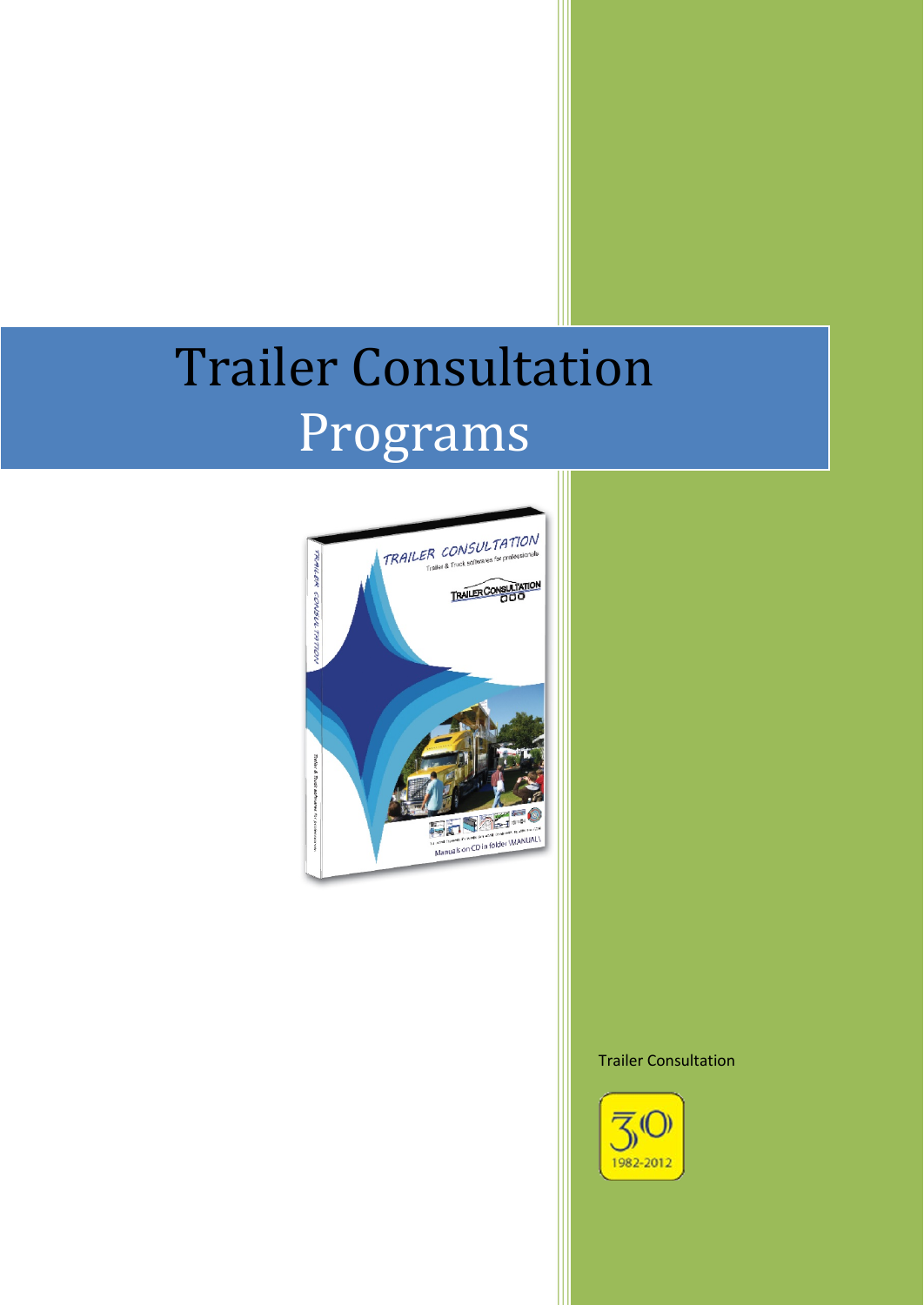# Trailer Consultation Programs

Trailer Consultation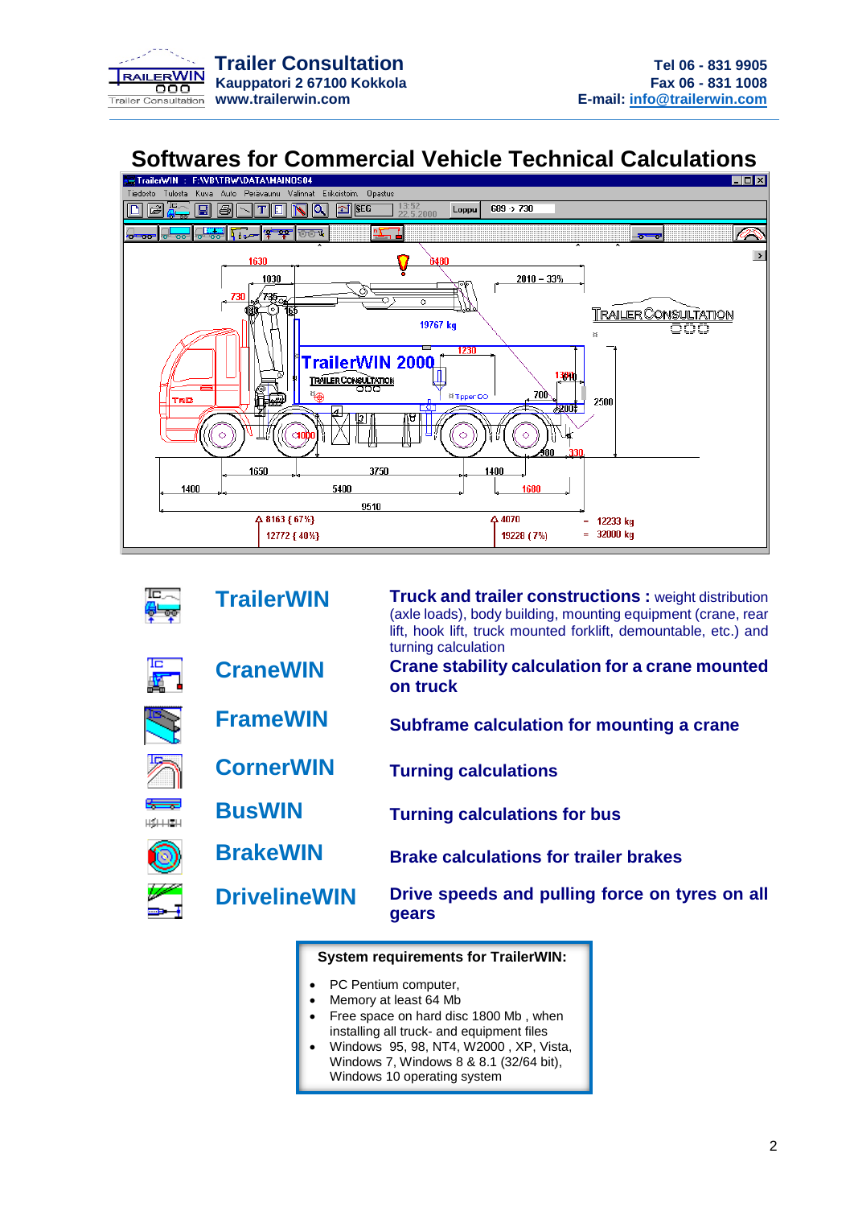# Softwares for Commercial Vehicle Technical Calculations

| | |
|---|---|
| **TrailerWIN** | **Truck and trailer constructions :** weight distribution (axle loads), body building, mounting equipment (crane, rear lift, hook lift, truck mounted forklift, demountable, etc.) and turning calculation |
| **CraneWIN** | **Crane stability calculation for a crane mounted on truck** |
| **FrameWIN** | **Subframe calculation for mounting a crane** |
| **CornerWIN** | **Turning calculations** |
| **BusWIN** | **Turning calculations for bus** |
| **BrakeWIN** | **Brake calculations for trailer brakes** |
| **DrivelineWIN** | **Drive speeds and pulling force on tyres on all gears** |

**System requirements for TrailerWIN:**

- PC Pentium computer,
- Memory at least 64 Mb
- Free space on hard disc 1800 Mb , when installing all truck- and equipment files
- Windows 95, 98, NT4, W2000 , XP, Vista, Windows 7, Windows 8 & 8.1 (32/64 bit), Windows 10 operating system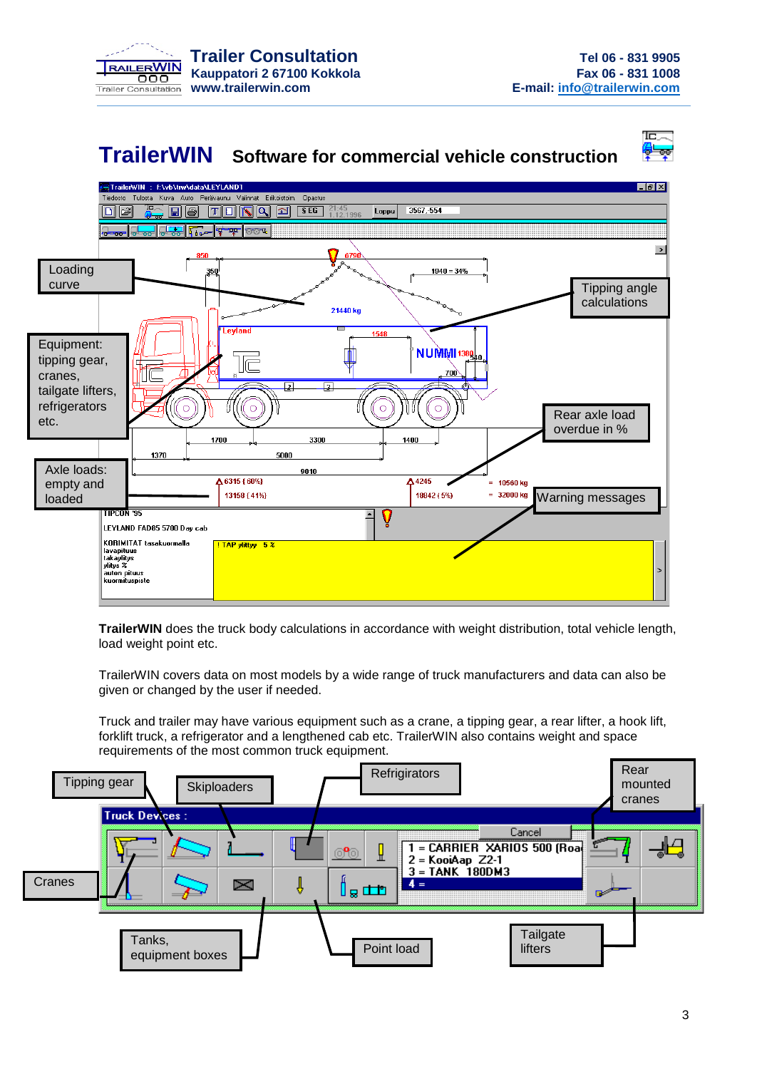# TrailerWIN Software for commercial vehicle construction

**TrailerWIN** does the truck body calculations in accordance with weight distribution, total vehicle length, load weight point etc.

TrailerWIN covers data on most models by a wide range of truck manufacturers and data can also be given or changed by the user if needed.

Truck and trailer may have various equipment such as a crane, a tipping gear, a rear lifter, a hook lift, forklift truck, a refrigerator and a lengthened cab etc. TrailerWIN also contains weight and space requirements of the most common truck equipment.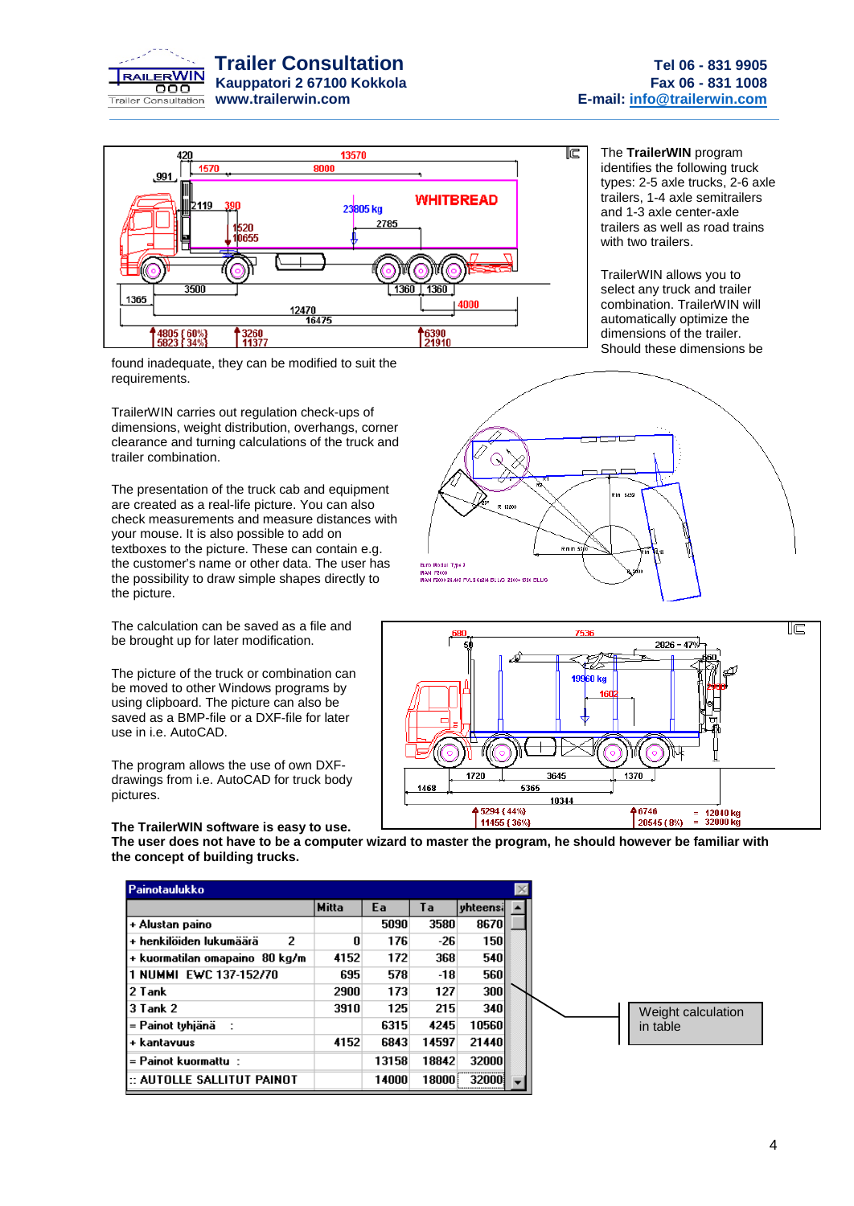The **TrailerWIN** program identifies the following truck types: 2-5 axle trucks, 2-6 axle trailers, 1-4 axle semitrailers and 1-3 axle center-axle trailers as well as road trains with two trailers.

TrailerWIN allows you to select any truck and trailer combination. TrailerWIN will automatically optimize the dimensions of the trailer. Should these dimensions be found inadequate, they can be modified to suit the requirements.

TrailerWIN carries out regulation check-ups of dimensions, weight distribution, overhangs, corner clearance and turning calculations of the truck and trailer combination.

The presentation of the truck cab and equipment are created as a real-life picture. You can also check measurements and measure distances with your mouse. It is also possible to add on textboxes to the picture. These can contain e.g. the customer's name or other data. The user has the possibility to draw simple shapes directly to the picture.

The calculation can be saved as a file and be brought up for later modification.

The picture of the truck or combination can be moved to other Windows programs by using clipboard. The picture can also be saved as a BMP-file or a DXF-file for later use in i.e. AutoCAD.

The program allows the use of own DXF-drawings from i.e. AutoCAD for truck body pictures.

**The TrailerWIN software is easy to use.**
**The user does not have to be a computer wizard to master the program, he should however be familiar with the concept of building trucks.**

**Painotaulukko**

| | Mitta | Ea | Ta | yhteensä |
|---|---|---|---|---|
| + Alustan paino | | 5090 | 3580 | 8670 |
| + henkilöiden lukumäärä 2 | 0 | 176 | -26 | 150 |
| + kuormatilan omapaino 80 kg/m | 4152 | 172 | 368 | 540 |
| 1 NUMMI EWC 137-152/70 | 695 | 578 | -18 | 560 |
| 2 Tank | 2900 | 173 | 127 | 300 |
| 3 Tank 2 | 3910 | 125 | 215 | 340 |
| = Painot tyhjänä : | | 6315 | 4245 | 10560 |
| + kantavuus | 4152 | 6843 | 14597 | 21440 |
| = Painot kuormattu : | | 13158 | 18842 | 32000 |
| :: AUTOLLE SALLITUT PAINOT | | 14000 | 18000 | 32000 |

Weight calculation in table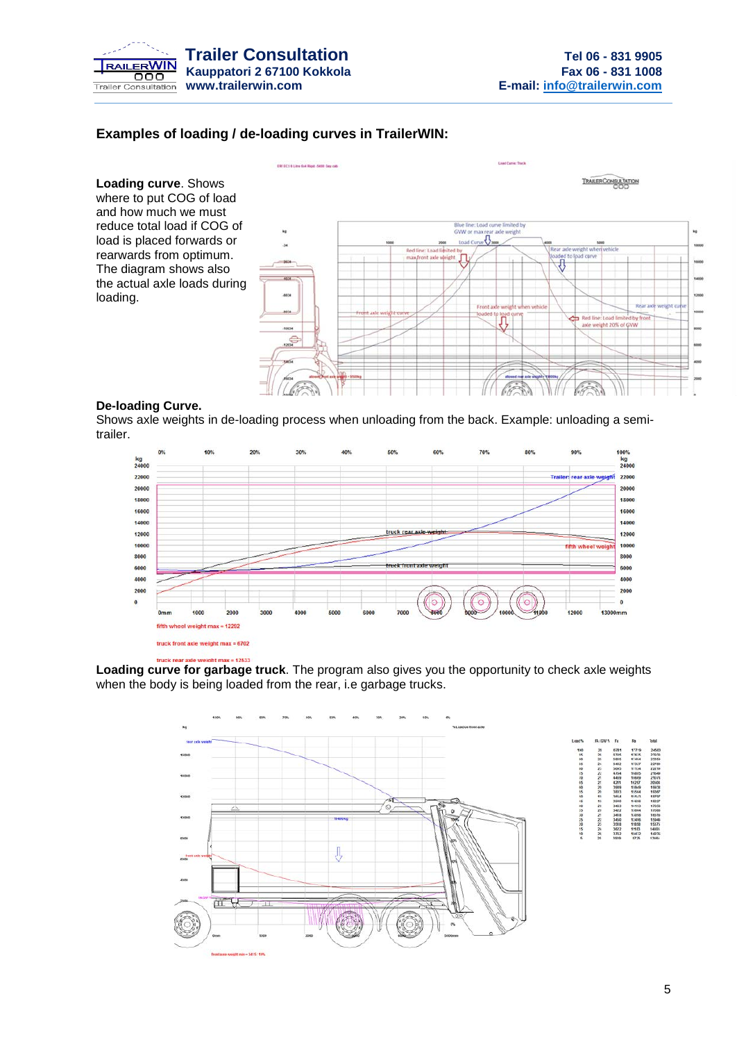## Examples of loading / de-loading curves in TrailerWIN:

**Loading curve**. Shows where to put COG of load and how much we must reduce total load if COG of load is placed forwards or rearwards from optimum. The diagram shows also the actual axle loads during loading.

**De-loading Curve.**

Shows axle weights in de-loading process when unloading from the back. Example: unloading a semi-trailer.

**Loading curve for garbage truck**. The program also gives you the opportunity to check axle weights when the body is being loaded from the rear, i.e garbage trucks.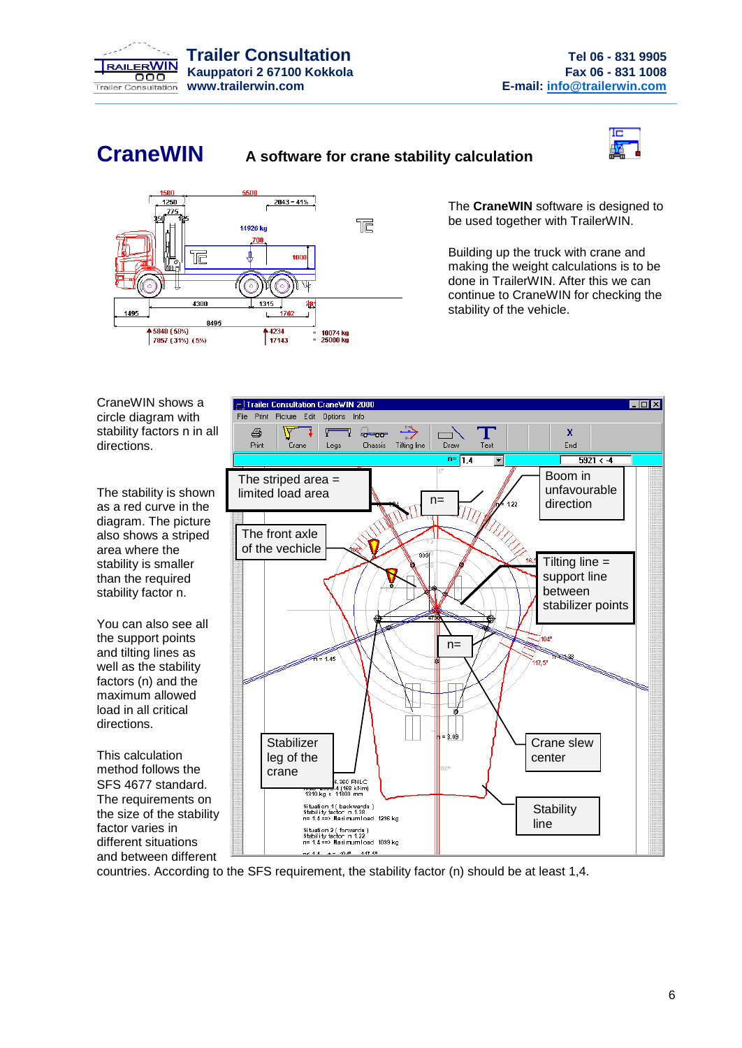# CraneWIN

**A software for crane stability calculation**

The **CraneWIN** software is designed to be used together with TrailerWIN.

Building up the truck with crane and making the weight calculations is to be done in TrailerWIN. After this we can continue to CraneWIN for checking the stability of the vehicle.

CraneWIN shows a circle diagram with stability factors n in all directions.

The stability is shown as a red curve in the diagram. The picture also shows a striped area where the stability is smaller than the required stability factor n.

You can also see all the support points and tilting lines as well as the stability factors (n) and the maximum allowed load in all critical directions.

This calculation method follows the SFS 4677 standard. The requirements on the size of the stability factor varies in different situations and between different countries. According to the SFS requirement, the stability factor (n) should be at least 1,4.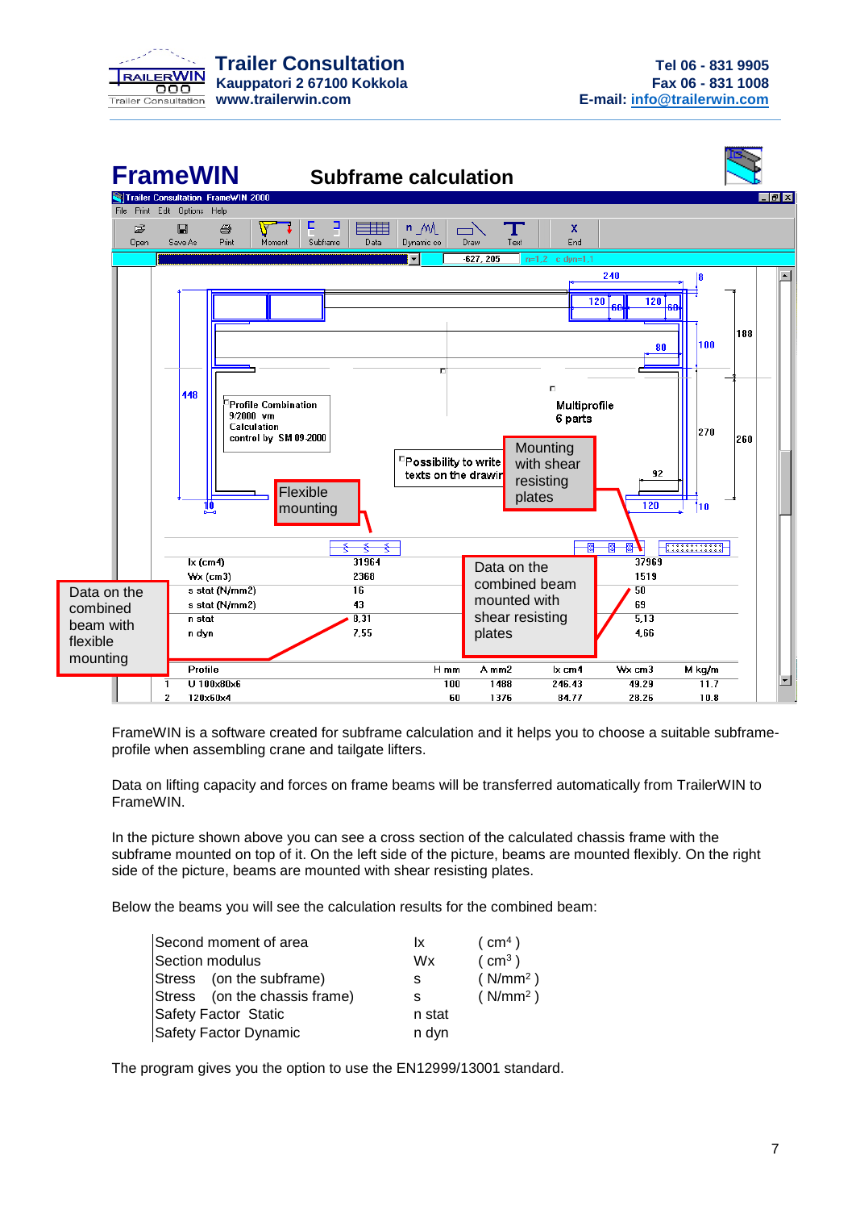# FrameWIN

## Subframe calculation

FrameWIN is a software created for subframe calculation and it helps you to choose a suitable subframe-profile when assembling crane and tailgate lifters.

Data on lifting capacity and forces on frame beams will be transferred automatically from TrailerWIN to FrameWIN.

In the picture shown above you can see a cross section of the calculated chassis frame with the subframe mounted on top of it. On the left side of the picture, beams are mounted flexibly. On the right side of the picture, beams are mounted with shear resisting plates.

Below the beams you will see the calculation results for the combined beam:

| | | |
|---|---|---|
| Second moment of area | Ix | ( $cm^4$ ) |
| Section modulus | Wx | ( $cm^3$ ) |
| Stress (on the subframe) | s | ( $N/mm^2$ ) |
| Stress (on the chassis frame) | s | ( $N/mm^2$ ) |
| Safety Factor Static | n stat | |
| Safety Factor Dynamic | n dyn | |

The program gives you the option to use the EN12999/13001 standard.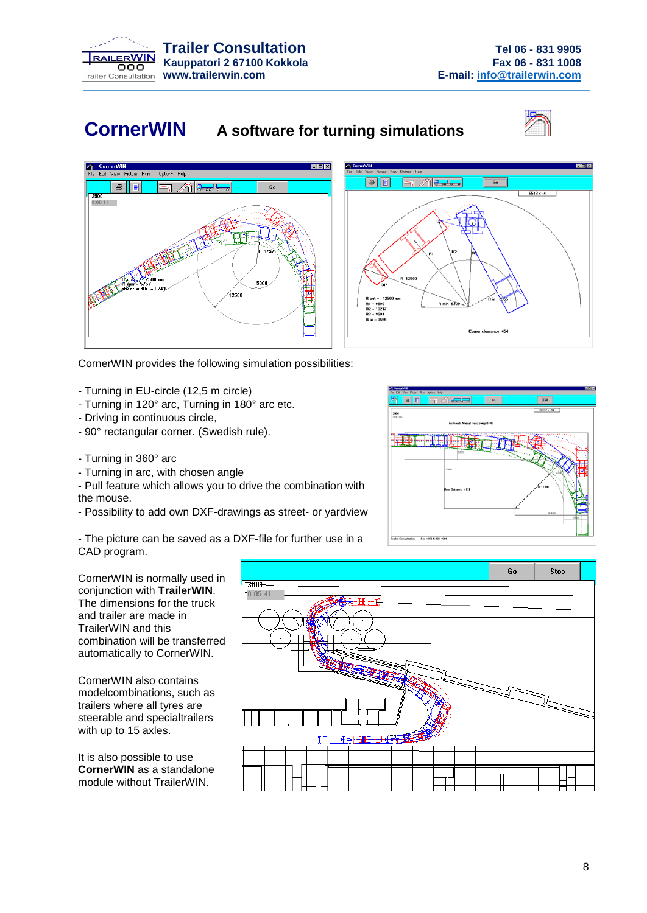# CornerWIN A software for turning simulations

CornerWIN provides the following simulation possibilities:

- Turning in EU-circle (12,5 m circle)
- Turning in 120° arc, Turning in 180° arc etc.
- Driving in continuous circle,
- 90° rectangular corner. (Swedish rule).

- Turning in 360° arc
- Turning in arc, with chosen angle
- Pull feature which allows you to drive the combination with the mouse.
- Possibility to add own DXF-drawings as street- or yardview

- The picture can be saved as a DXF-file for further use in a CAD program.

CornerWIN is normally used in conjunction with **TrailerWIN**. The dimensions for the truck and trailer are made in TrailerWIN and this combination will be transferred automatically to CornerWIN.

CornerWIN also contains modelcombinations, such as trailers where all tyres are steerable and specialtrailers with up to 15 axles.

It is also possible to use **CornerWIN** as a standalone module without TrailerWIN.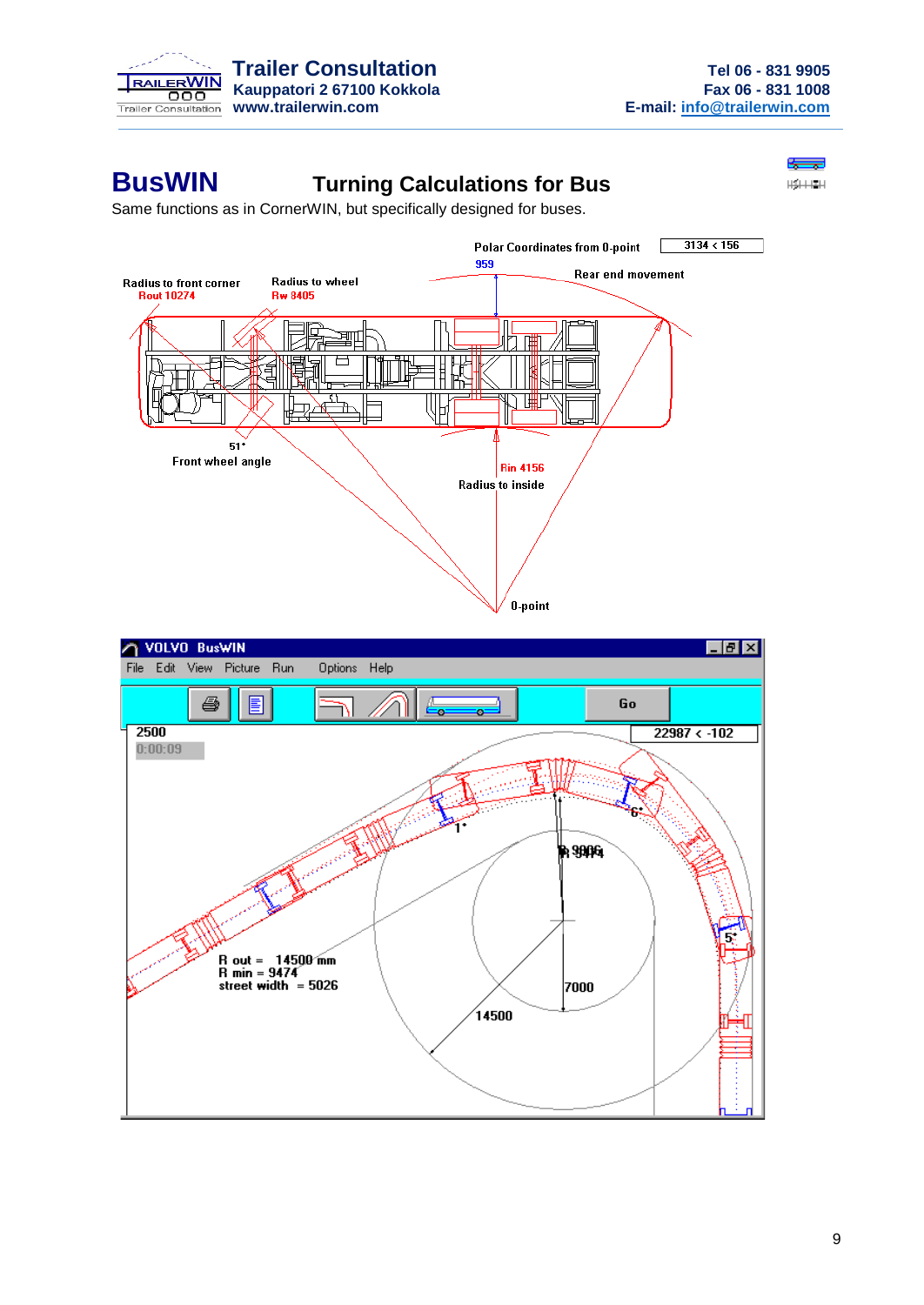## BusWIN Turning Calculations for Bus

Same functions as in CornerWIN, but specifically designed for buses.

Polar Coordinates from 0-point 3134 < 156

959

Radius to front corner
Rout 10274

Radius to wheel
Rw 8405

Rear end movement

51°
Front wheel angle

Rin 4156
Radius to inside

0-point

VOLVO BusWIN

File Edit View Picture Run Options Help

Go

2500
0:00:09

22987 < -102

1°

6°

R 9006
R 9474

5°

R out = 14500 mm
R min = 9474
street width = 5026

7000

14500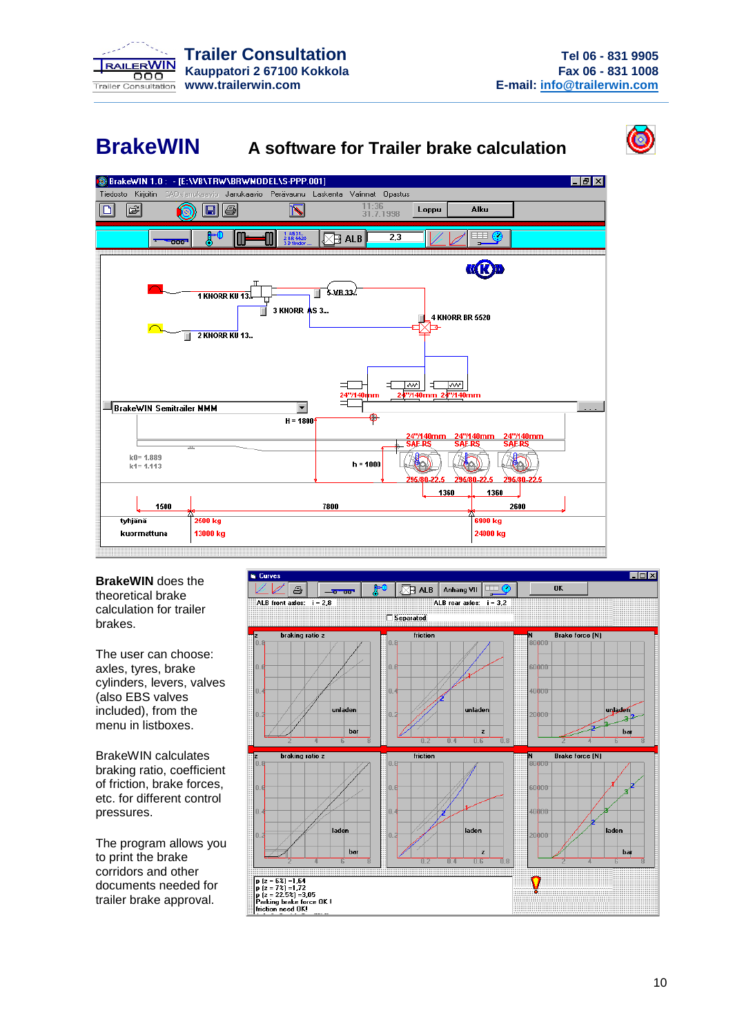Trailer Consultation
Kauppatori 2 67100 Kokkola
www.trailerwin.com

Tel 06 - 831 9905
Fax 06 - 831 1008
E-mail: info@trailerwin.com

# BrakeWIN A software for Trailer brake calculation

**BrakeWIN** does the theoretical brake calculation for trailer brakes.

The user can choose: axles, tyres, brake cylinders, levers, valves (also EBS valves included), from the menu in listboxes.

BrakeWIN calculates braking ratio, coefficient of friction, brake forces, etc. for different control pressures.

The program allows you to print the brake corridors and other documents needed for trailer brake approval.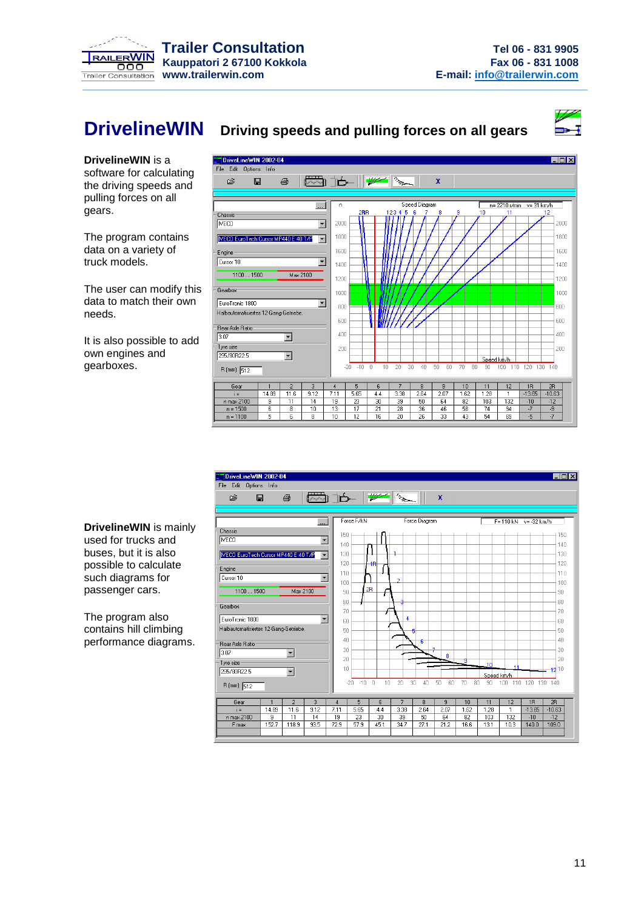# DrivelineWIN Driving speeds and pulling forces on all gears

**DrivelineWIN** is a software for calculating the driving speeds and pulling forces on all gears.

The program contains data on a variety of truck models.

The user can modify this data to match their own needs.

It is also possible to add own engines and gearboxes.

| Gear | 1 | 2 | 3 | 4 | 5 | 6 | 7 | 8 | 9 | 10 | 11 | 12 | 1R | 2R |
|---|---|---|---|---|---|---|---|---|---|---|---|---|---|---|
| i = | 14.89 | 11.6 | 9.12 | 7.11 | 5.65 | 4.4 | 3.38 | 2.64 | 2.07 | 1.62 | 1.28 | 1 | -13.65 | -10.63 |
| n max 2100 | 9 | 11 | 14 | 19 | 23 | 30 | 39 | 50 | 64 | 82 | 103 | 132 | -10 | -12 |
| n = 1500 | 6 | 8 | 10 | 13 | 17 | 21 | 28 | 36 | 46 | 58 | 74 | 94 | -7 | -9 |
| n = 1100 | 5 | 6 | 8 | 10 | 12 | 16 | 20 | 26 | 33 | 43 | 54 | 69 | -5 | -7 |

**DrivelineWIN** is mainly used for trucks and buses, but it is also possible to calculate such diagrams for passenger cars.

The program also contains hill climbing performance diagrams.

| Gear | 1 | 2 | 3 | 4 | 5 | 6 | 7 | 8 | 9 | 10 | 11 | 12 | 1R | 2R |
|---|---|---|---|---|---|---|---|---|---|---|---|---|---|---|
| i = | 14.89 | 11.6 | 9.12 | 7.11 | 5.65 | 4.4 | 3.38 | 2.64 | 2.07 | 1.62 | 1.28 | 1 | -13.65 | -10.63 |
| n max 2100 | 9 | 11 | 14 | 19 | 23 | 30 | 39 | 50 | 64 | 82 | 103 | 132 | -10 | -12 |
| F max | 152.7 | 118.9 | 93.5 | 72.9 | 57.9 | 45.1 | 34.7 | 27.1 | 21.2 | 16.6 | 13.1 | 10.3 | 140.0 | 109.0 |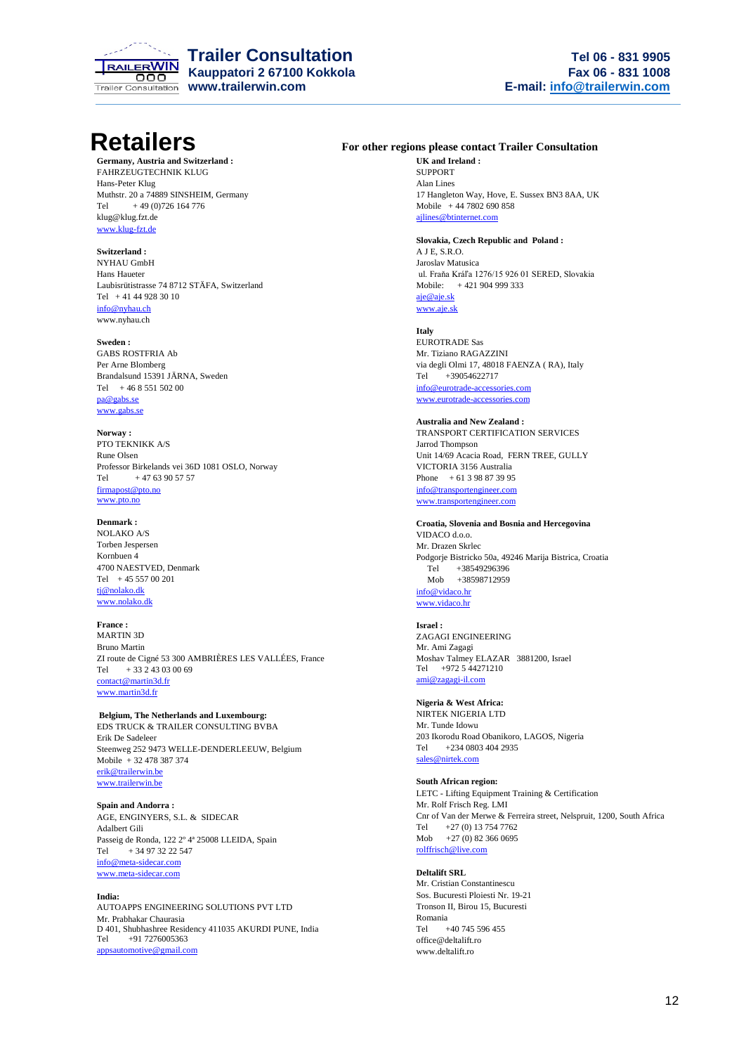**Trailer Consultation**
**Kauppatori 2 67100 Kokkola**
**www.trailerwin.com**

**Tel 06 - 831 9905**
**Fax 06 - 831 1008**
**E-mail: info@trailerwin.com**

# Retailers

**Germany, Austria and Switzerland :**
FAHRZEUGTECHNIK KLUG
Hans-Peter Klug
Muthstr. 20 a 74889 SINSHEIM, Germany
Tel + 49 (0)726 164 776
klug@klug.fzt.de
www.klug-fzt.de

**Switzerland :**
NYHAU GmbH
Hans Haueter
Laubisrütistrasse 74 8712 STÄFA, Switzerland
Tel + 41 44 928 30 10
info@nyhau.ch
www.nyhau.ch

**Sweden :**
GABS ROSTFRIA Ab
Per Arne Blomberg
Brandalsund 15391 JÄRNA, Sweden
Tel + 46 8 551 502 00
pa@gabs.se
www.gabs.se

**Norway :**
PTO TEKNIKK A/S
Rune Olsen
Professor Birkelands vei 36D 1081 OSLO, Norway
Tel + 47 63 90 57 57
firmapost@pto.no
www.pto.no

**Denmark :**
NOLAKO A/S
Torben Jespersen
Kornbuen 4
4700 NAESTVED, Denmark
Tel + 45 557 00 201
tj@nolako.dk
www.nolako.dk

**France :**
MARTIN 3D
Bruno Martin
ZI route de Cigné 53 300 AMBRIÈRES LES VALLÉES, France
Tel + 33 2 43 03 00 69
contact@martin3d.fr
www.martin3d.fr

**Belgium, The Netherlands and Luxembourg:**
EDS TRUCK & TRAILER CONSULTING BVBA
Erik De Sadeleer
Steenweg 252 9473 WELLE-DENDERLEEUW, Belgium
Mobile + 32 478 387 374
erik@trailerwin.be
www.trailerwin.be

**Spain and Andorra :**
AGE, ENGINYERS, S.L. & SIDECAR
Adalbert Gili
Passeig de Ronda, 122 2º 4ª 25008 LLEIDA, Spain
Tel + 34 97 32 22 547
info@meta-sidecar.com
www.meta-sidecar.com

**India:**
AUTOAPPS ENGINEERING SOLUTIONS PVT LTD
Mr. Prabhakar Chaurasia
D 401, Shubhashree Residency 411035 AKURDI PUNE, India
Tel +91 7276005363
appsautomotive@gmail.com

## For other regions please contact Trailer Consultation

**UK and Ireland :**
SUPPORT
Alan Lines
17 Hangleton Way, Hove, E. Sussex BN3 8AA, UK
Mobile + 44 7802 690 858
ajlines@btinternet.com

**Slovakia, Czech Republic and Poland :**
A J E, S.R.O.
Jaroslav Matusica
ul. Fraňa Kráľa 1276/15 926 01 SERED, Slovakia
Mobile: + 421 904 999 333
aje@aje.sk
www.aje.sk

**Italy**
EUROTRADE Sas
Mr. Tiziano RAGAZZINI
via degli Olmi 17, 48018 FAENZA ( RA), Italy
Tel +39054622717
info@eurotrade-accessories.com
www.eurotrade-accessories.com

**Australia and New Zealand :**
TRANSPORT CERTIFICATION SERVICES
Jarrod Thompson
Unit 14/69 Acacia Road, FERN TREE, GULLY
VICTORIA 3156 Australia
Phone + 61 3 98 87 39 95
info@transportengineer.com
www.transportengineer.com

**Croatia, Slovenia and Bosnia and Hercegovina**
VIDACO d.o.o.
Mr. Drazen Skrlec
Podgorje Bistricko 50a, 49246 Marija Bistrica, Croatia
Tel +38549296396
Mob +38598712959
info@vidaco.hr
www.vidaco.hr

**Israel :**
ZAGAGI ENGINEERING
Mr. Ami Zagagi
Moshav Talmey ELAZAR 3881200, Israel
Tel +972 5 44271210
ami@zagagi-il.com

**Nigeria & West Africa:**
NIRTEK NIGERIA LTD
Mr. Tunde Idowu
203 Ikorodu Road Obanikoro, LAGOS, Nigeria
Tel +234 0803 404 2935
sales@nirtek.com

**South African region:**
LETC - Lifting Equipment Training & Certification
Mr. Rolf Frisch Reg. LMI
Cnr of Van der Merwe & Ferreira street, Nelspruit, 1200, South Africa
Tel +27 (0) 13 754 7762
Mob +27 (0) 82 366 0695
rolffrisch@live.com

**Deltalift SRL**
Mr. Cristian Constantinescu
Sos. Bucuresti Ploiesti Nr. 19-21
Tronson II, Birou 15, Bucuresti
Romania
Tel +40 745 596 455
office@deltalift.ro
www.deltalift.ro